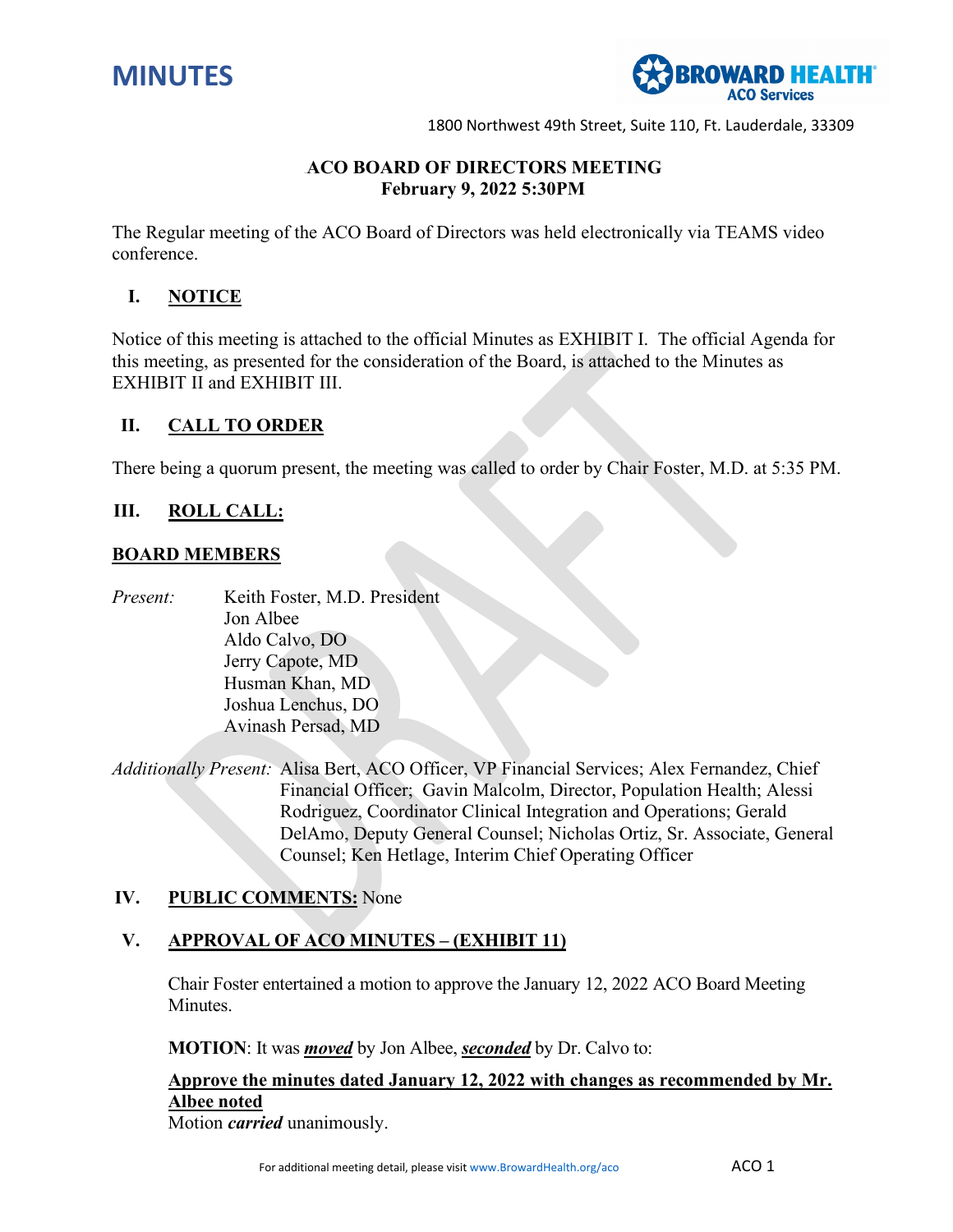# MINUTES

**BROWARD HEALTH ACO Services**

1800 Northwest 49th Street, Suite 110, Ft. Lauderdale, 33309

**ACO BOARD OF DIRECTORS MEETING**
**February 9, 2022 5:30PM**

The Regular meeting of the ACO Board of Directors was held electronically via TEAMS video conference.

## I. NOTICE

Notice of this meeting is attached to the official Minutes as EXHIBIT I. The official Agenda for this meeting, as presented for the consideration of the Board, is attached to the Minutes as EXHIBIT II and EXHIBIT III.

## II. CALL TO ORDER

There being a quorum present, the meeting was called to order by Chair Foster, M.D. at 5:35 PM.

## III. ROLL CALL:

### BOARD MEMBERS

*Present:*
- Keith Foster, M.D. President
- Jon Albee
- Aldo Calvo, DO
- Jerry Capote, MD
- Husman Khan, MD
- Joshua Lenchus, DO
- Avinash Persad, MD

*Additionally Present:* Alisa Bert, ACO Officer, VP Financial Services; Alex Fernandez, Chief Financial Officer; Gavin Malcolm, Director, Population Health; Alessi Rodriguez, Coordinator Clinical Integration and Operations; Gerald DelAmo, Deputy General Counsel; Nicholas Ortiz, Sr. Associate, General Counsel; Ken Hetlage, Interim Chief Operating Officer

## IV. PUBLIC COMMENTS: None

## V. APPROVAL OF ACO MINUTES – (EXHIBIT 11)

Chair Foster entertained a motion to approve the January 12, 2022 ACO Board Meeting Minutes.

**MOTION**: It was ***moved*** by Jon Albee, ***seconded*** by Dr. Calvo to:

**Approve the minutes dated January 12, 2022 with changes as recommended by Mr. Albee noted**

Motion ***carried*** unanimously.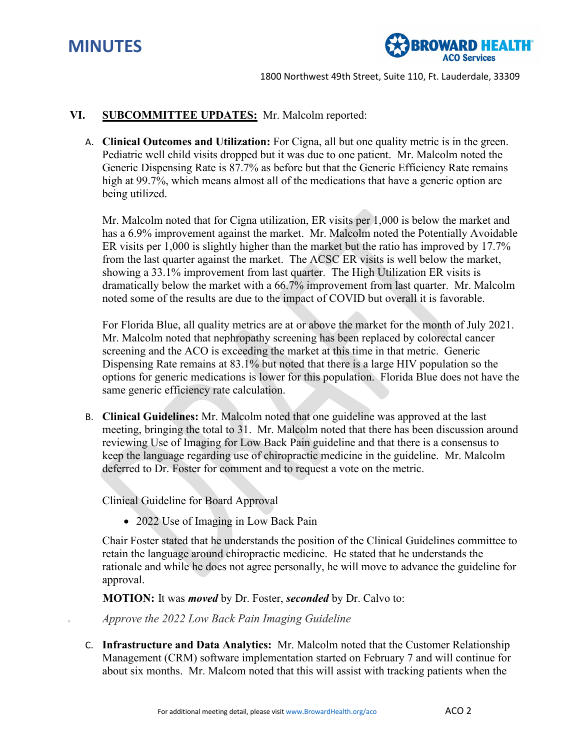# MINUTES

1800 Northwest 49th Street, Suite 110, Ft. Lauderdale, 33309

## VI. SUBCOMMITTEE UPDATES: Mr. Malcolm reported:

A. **Clinical Outcomes and Utilization:** For Cigna, all but one quality metric is in the green. Pediatric well child visits dropped but it was due to one patient. Mr. Malcolm noted the Generic Dispensing Rate is 87.7% as before but that the Generic Efficiency Rate remains high at 99.7%, which means almost all of the medications that have a generic option are being utilized.

Mr. Malcolm noted that for Cigna utilization, ER visits per 1,000 is below the market and has a 6.9% improvement against the market. Mr. Malcolm noted the Potentially Avoidable ER visits per 1,000 is slightly higher than the market but the ratio has improved by 17.7% from the last quarter against the market. The ACSC ER visits is well below the market, showing a 33.1% improvement from last quarter. The High Utilization ER visits is dramatically below the market with a 66.7% improvement from last quarter. Mr. Malcolm noted some of the results are due to the impact of COVID but overall it is favorable.

For Florida Blue, all quality metrics are at or above the market for the month of July 2021. Mr. Malcolm noted that nephropathy screening has been replaced by colorectal cancer screening and the ACO is exceeding the market at this time in that metric. Generic Dispensing Rate remains at 83.1% but noted that there is a large HIV population so the options for generic medications is lower for this population. Florida Blue does not have the same generic efficiency rate calculation.

B. **Clinical Guidelines:** Mr. Malcolm noted that one guideline was approved at the last meeting, bringing the total to 31. Mr. Malcolm noted that there has been discussion around reviewing Use of Imaging for Low Back Pain guideline and that there is a consensus to keep the language regarding use of chiropractic medicine in the guideline. Mr. Malcolm deferred to Dr. Foster for comment and to request a vote on the metric.

Clinical Guideline for Board Approval

- 2022 Use of Imaging in Low Back Pain

Chair Foster stated that he understands the position of the Clinical Guidelines committee to retain the language around chiropractic medicine. He stated that he understands the rationale and while he does not agree personally, he will move to advance the guideline for approval.

**MOTION:** It was ***moved*** by Dr. Foster, ***seconded*** by Dr. Calvo to:

*Approve the 2022 Low Back Pain Imaging Guideline*

C. **Infrastructure and Data Analytics:** Mr. Malcolm noted that the Customer Relationship Management (CRM) software implementation started on February 7 and will continue for about six months. Mr. Malcom noted that this will assist with tracking patients when the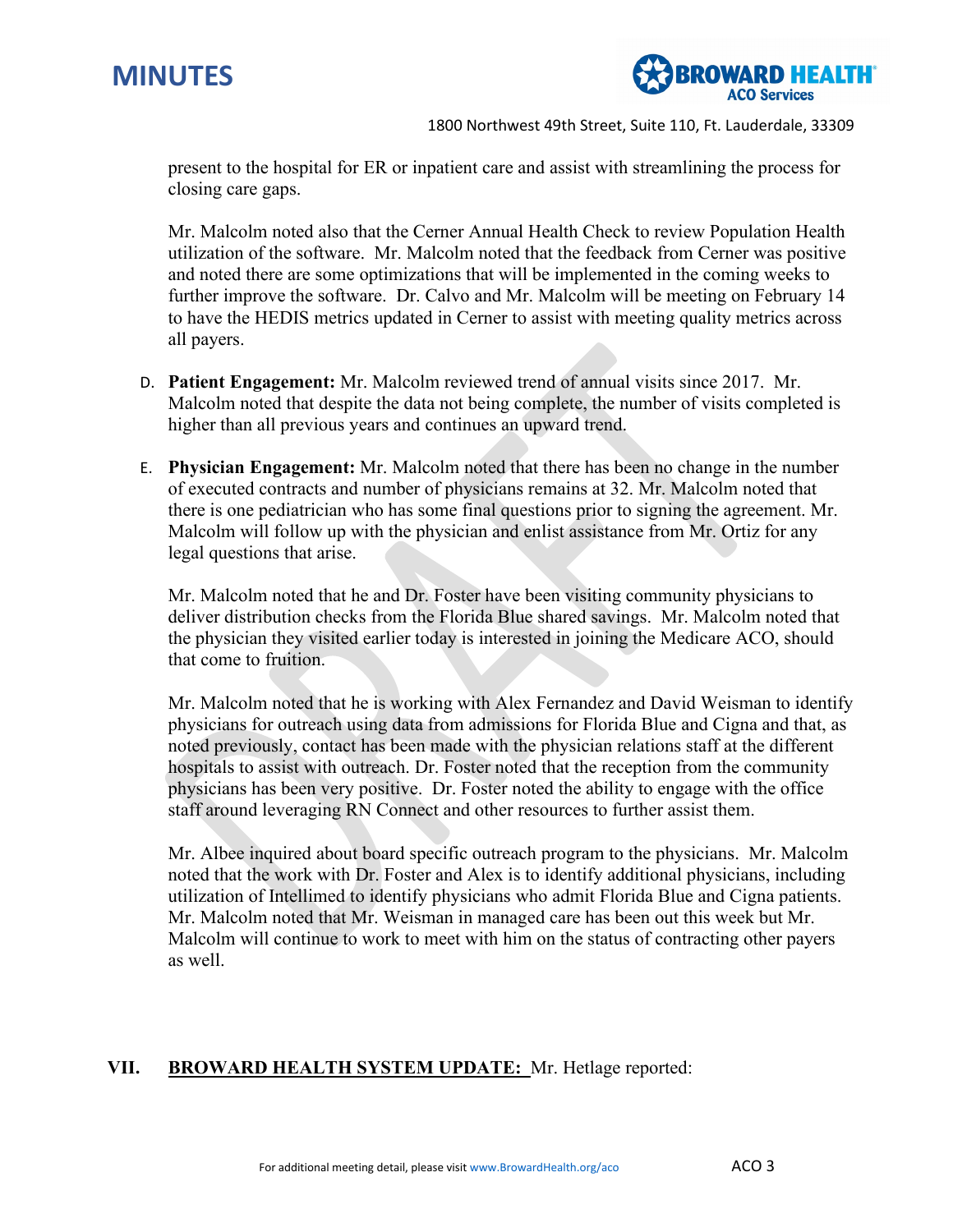present to the hospital for ER or inpatient care and assist with streamlining the process for closing care gaps.

Mr. Malcolm noted also that the Cerner Annual Health Check to review Population Health utilization of the software. Mr. Malcolm noted that the feedback from Cerner was positive and noted there are some optimizations that will be implemented in the coming weeks to further improve the software. Dr. Calvo and Mr. Malcolm will be meeting on February 14 to have the HEDIS metrics updated in Cerner to assist with meeting quality metrics across all payers.

D. **Patient Engagement:** Mr. Malcolm reviewed trend of annual visits since 2017. Mr. Malcolm noted that despite the data not being complete, the number of visits completed is higher than all previous years and continues an upward trend.

E. **Physician Engagement:** Mr. Malcolm noted that there has been no change in the number of executed contracts and number of physicians remains at 32. Mr. Malcolm noted that there is one pediatrician who has some final questions prior to signing the agreement. Mr. Malcolm will follow up with the physician and enlist assistance from Mr. Ortiz for any legal questions that arise.

Mr. Malcolm noted that he and Dr. Foster have been visiting community physicians to deliver distribution checks from the Florida Blue shared savings. Mr. Malcolm noted that the physician they visited earlier today is interested in joining the Medicare ACO, should that come to fruition.

Mr. Malcolm noted that he is working with Alex Fernandez and David Weisman to identify physicians for outreach using data from admissions for Florida Blue and Cigna and that, as noted previously, contact has been made with the physician relations staff at the different hospitals to assist with outreach. Dr. Foster noted that the reception from the community physicians has been very positive. Dr. Foster noted the ability to engage with the office staff around leveraging RN Connect and other resources to further assist them.

Mr. Albee inquired about board specific outreach program to the physicians. Mr. Malcolm noted that the work with Dr. Foster and Alex is to identify additional physicians, including utilization of Intellimed to identify physicians who admit Florida Blue and Cigna patients. Mr. Malcolm noted that Mr. Weisman in managed care has been out this week but Mr. Malcolm will continue to work to meet with him on the status of contracting other payers as well.

**VII. <u>BROWARD HEALTH SYSTEM UPDATE:</u>** Mr. Hetlage reported: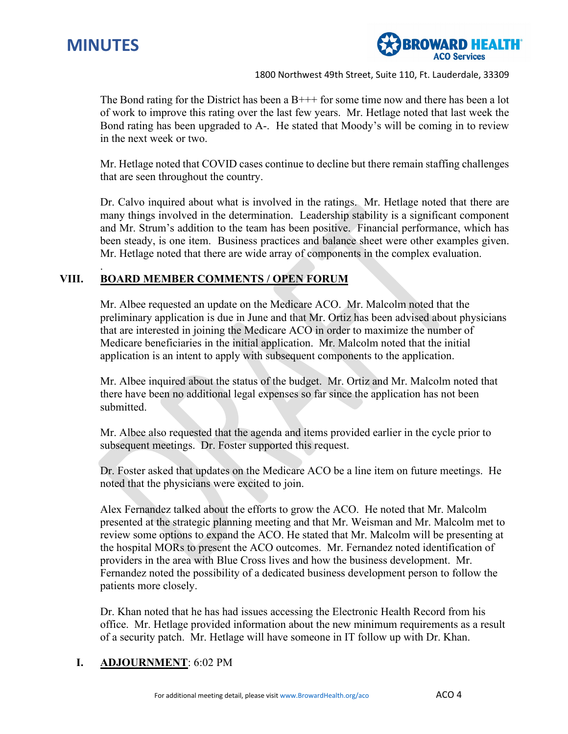The Bond rating for the District has been a B+++ for some time now and there has been a lot of work to improve this rating over the last few years. Mr. Hetlage noted that last week the Bond rating has been upgraded to A-. He stated that Moody's will be coming in to review in the next week or two.

Mr. Hetlage noted that COVID cases continue to decline but there remain staffing challenges that are seen throughout the country.

Dr. Calvo inquired about what is involved in the ratings. Mr. Hetlage noted that there are many things involved in the determination. Leadership stability is a significant component and Mr. Strum's addition to the team has been positive. Financial performance, which has been steady, is one item. Business practices and balance sheet were other examples given. Mr. Hetlage noted that there are wide array of components in the complex evaluation.

.

## VIII. BOARD MEMBER COMMENTS / OPEN FORUM

Mr. Albee requested an update on the Medicare ACO. Mr. Malcolm noted that the preliminary application is due in June and that Mr. Ortiz has been advised about physicians that are interested in joining the Medicare ACO in order to maximize the number of Medicare beneficiaries in the initial application. Mr. Malcolm noted that the initial application is an intent to apply with subsequent components to the application.

Mr. Albee inquired about the status of the budget. Mr. Ortiz and Mr. Malcolm noted that there have been no additional legal expenses so far since the application has not been submitted.

Mr. Albee also requested that the agenda and items provided earlier in the cycle prior to subsequent meetings. Dr. Foster supported this request.

Dr. Foster asked that updates on the Medicare ACO be a line item on future meetings. He noted that the physicians were excited to join.

Alex Fernandez talked about the efforts to grow the ACO. He noted that Mr. Malcolm presented at the strategic planning meeting and that Mr. Weisman and Mr. Malcolm met to review some options to expand the ACO. He stated that Mr. Malcolm will be presenting at the hospital MORs to present the ACO outcomes. Mr. Fernandez noted identification of providers in the area with Blue Cross lives and how the business development. Mr. Fernandez noted the possibility of a dedicated business development person to follow the patients more closely.

Dr. Khan noted that he has had issues accessing the Electronic Health Record from his office. Mr. Hetlage provided information about the new minimum requirements as a result of a security patch. Mr. Hetlage will have someone in IT follow up with Dr. Khan.

## I. ADJOURNMENT: 6:02 PM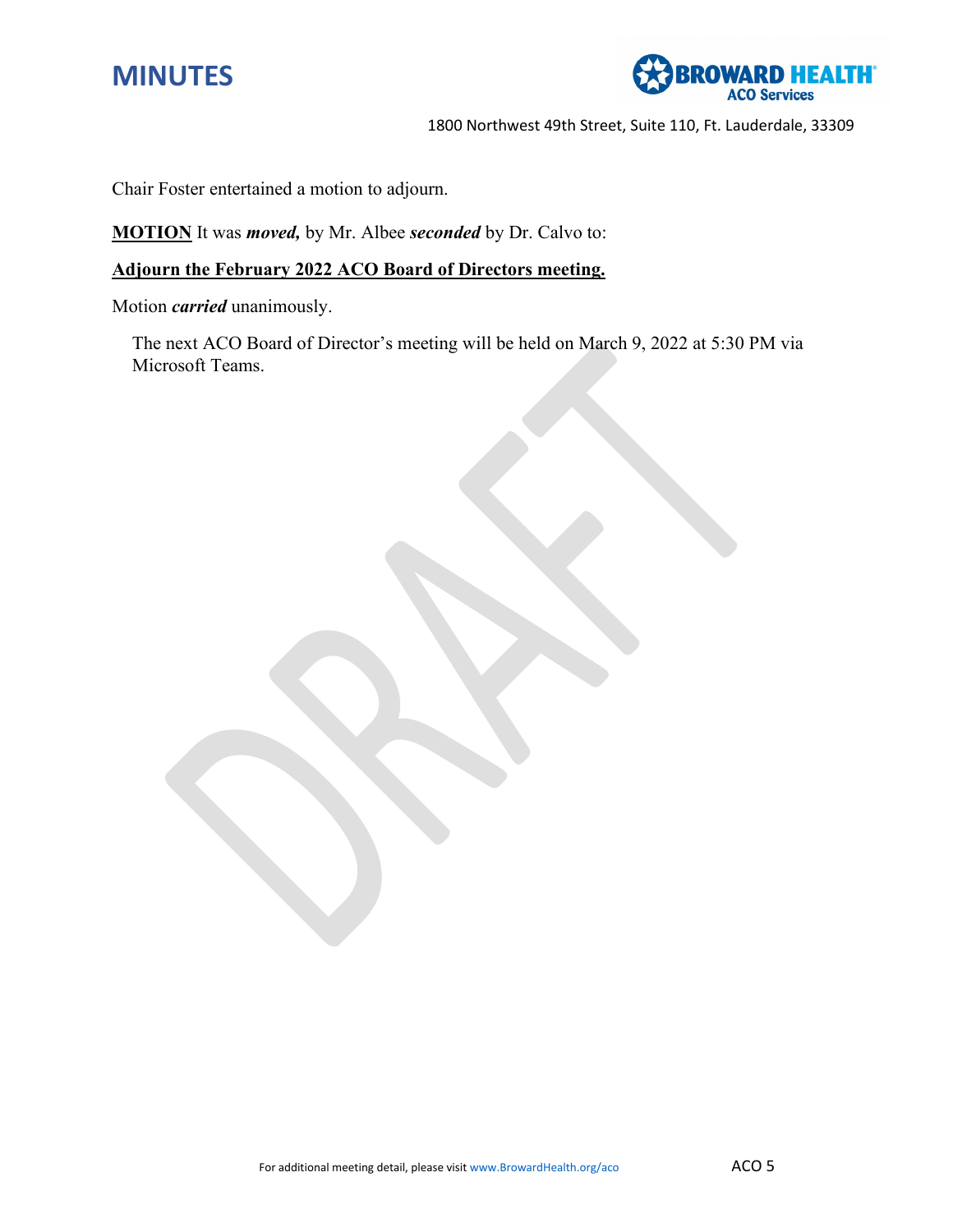Chair Foster entertained a motion to adjourn.

**MOTION** It was ***moved,*** by Mr. Albee ***seconded*** by Dr. Calvo to:

**Adjourn the February 2022 ACO Board of Directors meeting.**

Motion ***carried*** unanimously.

The next ACO Board of Director's meeting will be held on March 9, 2022 at 5:30 PM via Microsoft Teams.